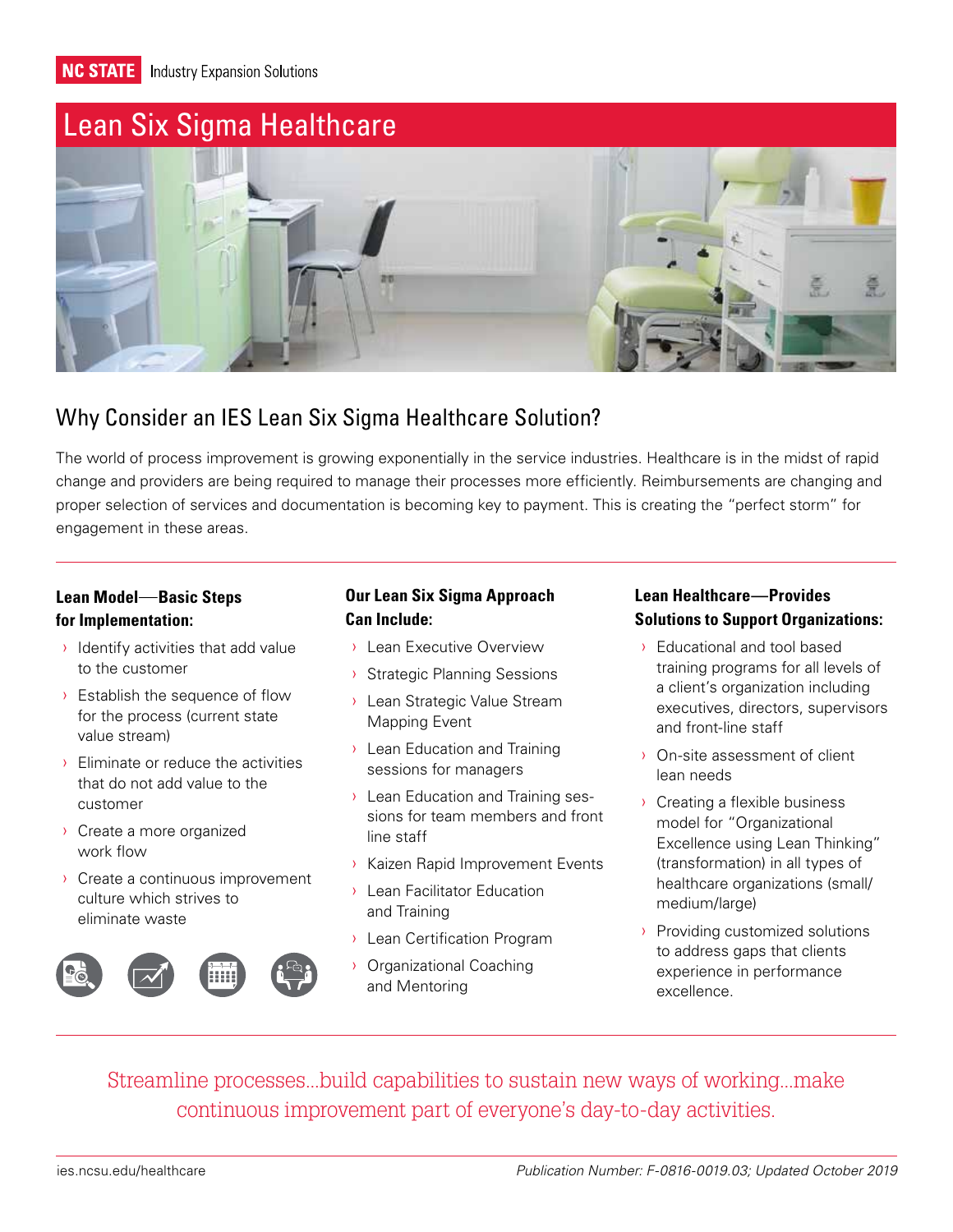NC STATE Industry Expansion Solutions

# Lean Six Sigma Healthcare

## Why Consider an IES Lean Six Sigma Healthcare Solution?

The world of process improvement is growing exponentially in the service industries. Healthcare is in the midst of rapid change and providers are being required to manage their processes more efficiently. Reimbursements are changing and proper selection of services and documentation is becoming key to payment. This is creating the "perfect storm" for engagement in these areas.

### Lean Model—Basic Steps for Implementation:

- Identify activities that add value to the customer
- Establish the sequence of flow for the process (current state value stream)
- Eliminate or reduce the activities that do not add value to the customer
- Create a more organized work flow
- Create a continuous improvement culture which strives to eliminate waste

### Our Lean Six Sigma Approach Can Include:

- Lean Executive Overview
- Strategic Planning Sessions
- Lean Strategic Value Stream Mapping Event
- Lean Education and Training sessions for managers
- Lean Education and Training sessions for team members and front line staff
- Kaizen Rapid Improvement Events
- Lean Facilitator Education and Training
- Lean Certification Program
- Organizational Coaching and Mentoring

### Lean Healthcare—Provides Solutions to Support Organizations:

- Educational and tool based training programs for all levels of a client's organization including executives, directors, supervisors and front-line staff
- On-site assessment of client lean needs
- Creating a flexible business model for "Organizational Excellence using Lean Thinking" (transformation) in all types of healthcare organizations (small/medium/large)
- Providing customized solutions to address gaps that clients experience in performance excellence.

Streamline processes...build capabilities to sustain new ways of working...make continuous improvement part of everyone's day-to-day activities.

ies.ncsu.edu/healthcare

*Publication Number: F-0816-0019.03; Updated October 2019*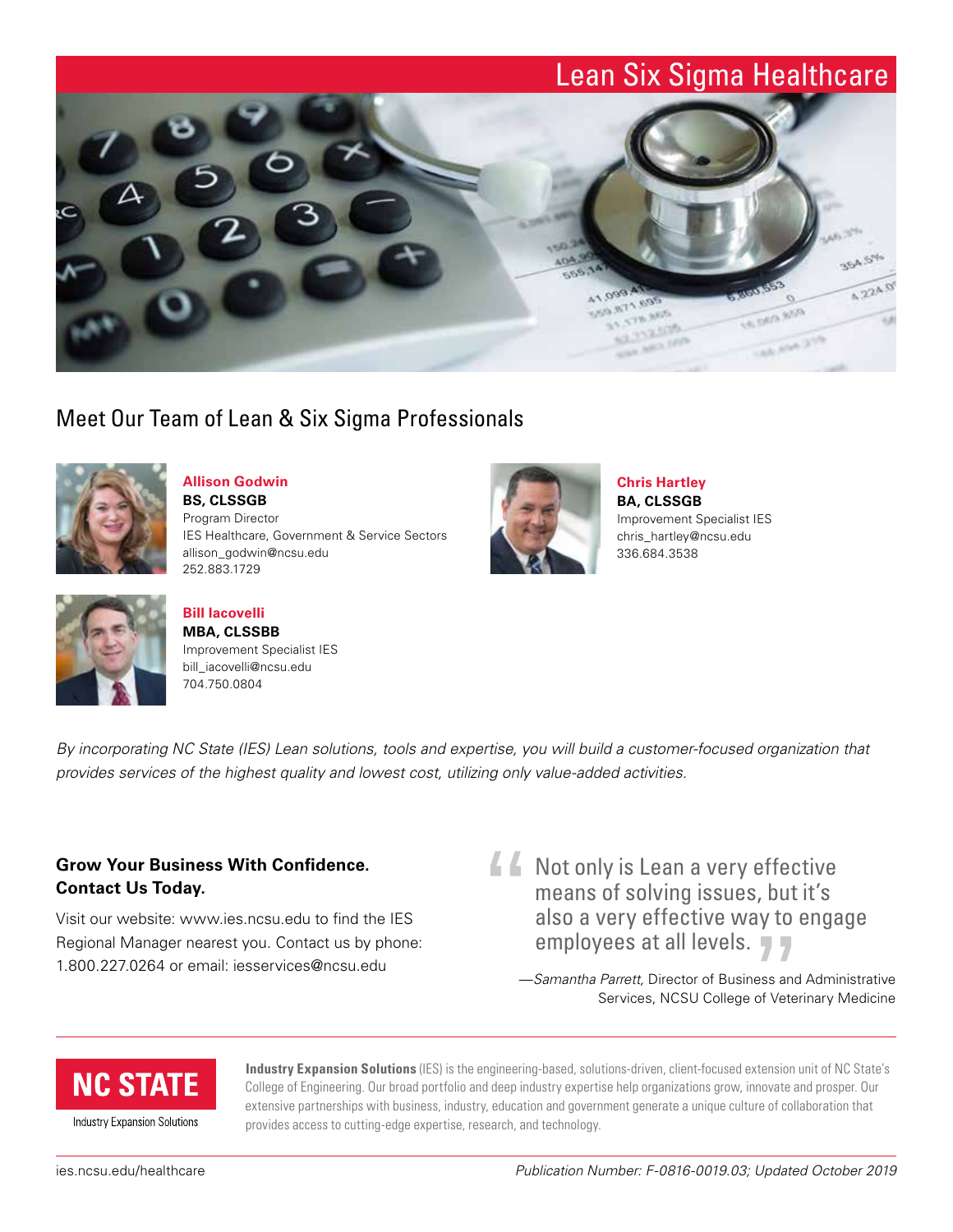# Lean Six Sigma Healthcare

## Meet Our Team of Lean & Six Sigma Professionals

**Allison Godwin**
**BS, CLSSGB**
Program Director
IES Healthcare, Government & Service Sectors
allison_godwin@ncsu.edu
252.883.1729

**Chris Hartley**
**BA, CLSSGB**
Improvement Specialist IES
chris_hartley@ncsu.edu
336.684.3538

**Bill Iacovelli**
**MBA, CLSSBB**
Improvement Specialist IES
bill_iacovelli@ncsu.edu
704.750.0804

*By incorporating NC State (IES) Lean solutions, tools and expertise, you will build a customer-focused organization that provides services of the highest quality and lowest cost, utilizing only value-added activities.*

**Grow Your Business With Confidence.**
**Contact Us Today.**

Visit our website: www.ies.ncsu.edu to find the IES Regional Manager nearest you. Contact us by phone: 1.800.227.0264 or email: iesservices@ncsu.edu

> "Not only is Lean a very effective means of solving issues, but it's also a very effective way to engage employees at all levels."
>
> —*Samantha Parrett,* Director of Business and Administrative Services, NCSU College of Veterinary Medicine

NC STATE
Industry Expansion Solutions

**Industry Expansion Solutions** (IES) is the engineering-based, solutions-driven, client-focused extension unit of NC State's College of Engineering. Our broad portfolio and deep industry expertise help organizations grow, innovate and prosper. Our extensive partnerships with business, industry, education and government generate a unique culture of collaboration that provides access to cutting-edge expertise, research, and technology.

ies.ncsu.edu/healthcare

*Publication Number: F-0816-0019.03; Updated October 2019*